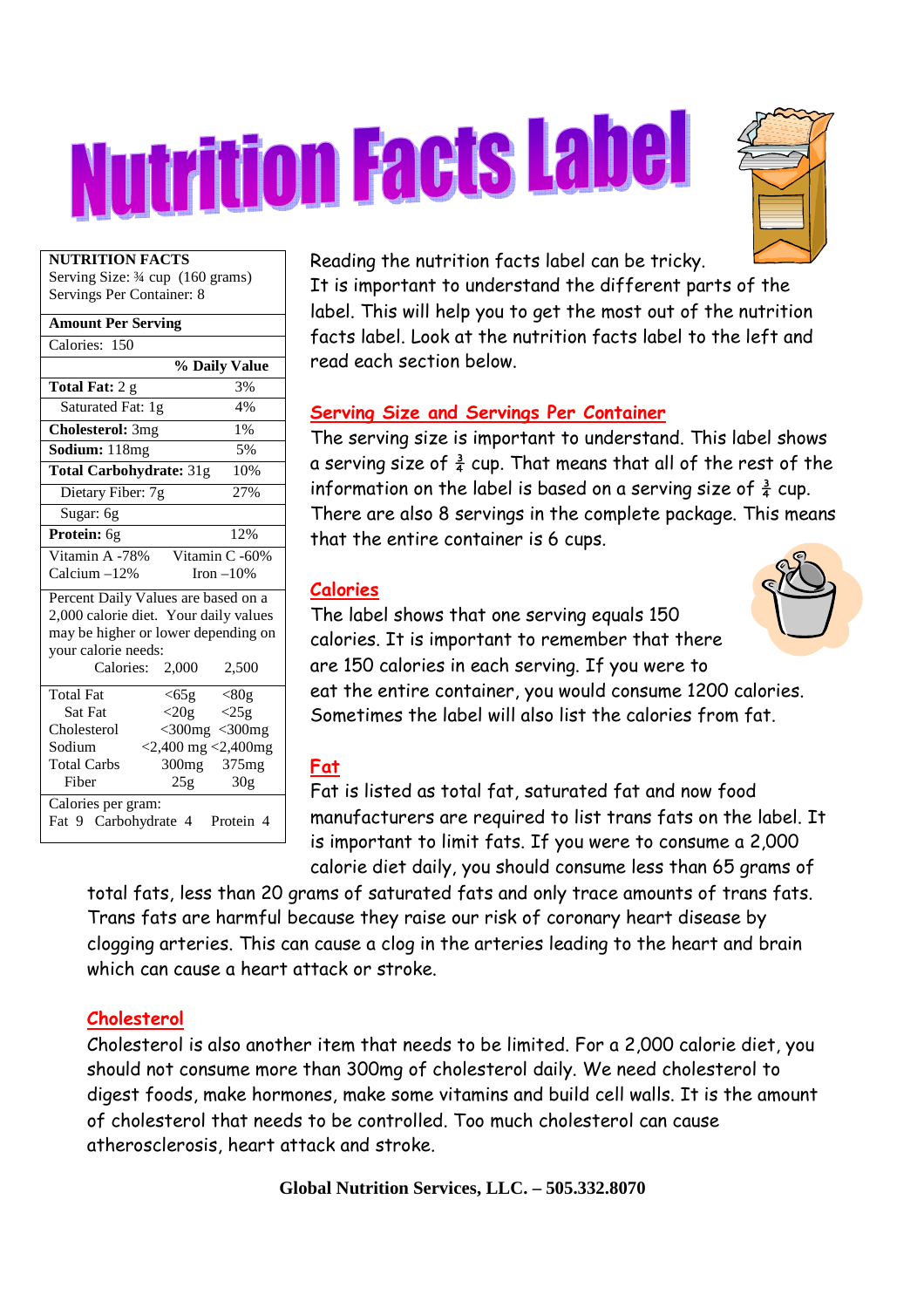# Nutrition Facts Label

| NUTRITION FACTS | |
|---|---|
| Serving Size: ¾ cup (160 grams) | |
| Servings Per Container: 8 | |
| **Amount Per Serving** | |
| Calories: 150 | |
| | **% Daily Value** |
| **Total Fat:** 2 g | 3% |
| Saturated Fat: 1g | 4% |
| **Cholesterol:** 3mg | 1% |
| **Sodium:** 118mg | 5% |
| **Total Carbohydrate:** 31g | 10% |
| Dietary Fiber: 7g | 27% |
| Sugar: 6g | |
| **Protein:** 6g | 12% |
| Vitamin A -78% | Vitamin C -60% |
| Calcium –12% | Iron –10% |

Percent Daily Values are based on a 2,000 calorie diet. Your daily values may be higher or lower depending on your calorie needs:

| | Calories: 2,000 | 2,500 |
|---|---|---|
| Total Fat | <65g | <80g |
| Sat Fat | <20g | <25g |
| Cholesterol | <300mg | <300mg |
| Sodium | <2,400 mg | <2,400mg |
| Total Carbs | 300mg | 375mg |
| Fiber | 25g | 30g |

Calories per gram:
Fat 9 Carbohydrate 4 Protein 4

Reading the nutrition facts label can be tricky. It is important to understand the different parts of the label. This will help you to get the most out of the nutrition facts label. Look at the nutrition facts label to the left and read each section below.

## Serving Size and Servings Per Container

The serving size is important to understand. This label shows a serving size of ¾ cup. That means that all of the rest of the information on the label is based on a serving size of ¾ cup. There are also 8 servings in the complete package. This means that the entire container is 6 cups.

## Calories

The label shows that one serving equals 150 calories. It is important to remember that there are 150 calories in each serving. If you were to eat the entire container, you would consume 1200 calories. Sometimes the label will also list the calories from fat.

## Fat

Fat is listed as total fat, saturated fat and now food manufacturers are required to list trans fats on the label. It is important to limit fats. If you were to consume a 2,000 calorie diet daily, you should consume less than 65 grams of total fats, less than 20 grams of saturated fats and only trace amounts of trans fats. Trans fats are harmful because they raise our risk of coronary heart disease by clogging arteries. This can cause a clog in the arteries leading to the heart and brain which can cause a heart attack or stroke.

## Cholesterol

Cholesterol is also another item that needs to be limited. For a 2,000 calorie diet, you should not consume more than 300mg of cholesterol daily. We need cholesterol to digest foods, make hormones, make some vitamins and build cell walls. It is the amount of cholesterol that needs to be controlled. Too much cholesterol can cause atherosclerosis, heart attack and stroke.

**Global Nutrition Services, LLC. – 505.332.8070**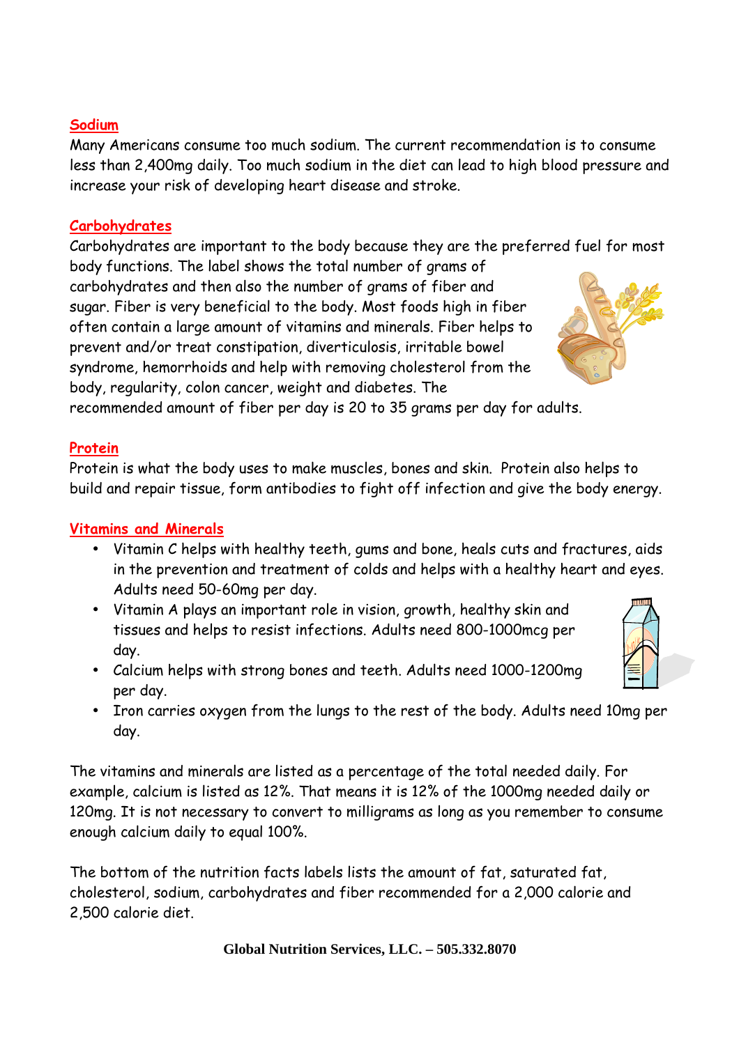## Sodium

Many Americans consume too much sodium. The current recommendation is to consume less than 2,400mg daily. Too much sodium in the diet can lead to high blood pressure and increase your risk of developing heart disease and stroke.

## Carbohydrates

Carbohydrates are important to the body because they are the preferred fuel for most body functions. The label shows the total number of grams of carbohydrates and then also the number of grams of fiber and sugar. Fiber is very beneficial to the body. Most foods high in fiber often contain a large amount of vitamins and minerals. Fiber helps to prevent and/or treat constipation, diverticulosis, irritable bowel syndrome, hemorrhoids and help with removing cholesterol from the body, regularity, colon cancer, weight and diabetes. The recommended amount of fiber per day is 20 to 35 grams per day for adults.

## Protein

Protein is what the body uses to make muscles, bones and skin. Protein also helps to build and repair tissue, form antibodies to fight off infection and give the body energy.

## Vitamins and Minerals

- Vitamin C helps with healthy teeth, gums and bone, heals cuts and fractures, aids in the prevention and treatment of colds and helps with a healthy heart and eyes. Adults need 50-60mg per day.
- Vitamin A plays an important role in vision, growth, healthy skin and tissues and helps to resist infections. Adults need 800-1000mcg per day.
- Calcium helps with strong bones and teeth. Adults need 1000-1200mg per day.
- Iron carries oxygen from the lungs to the rest of the body. Adults need 10mg per day.

The vitamins and minerals are listed as a percentage of the total needed daily. For example, calcium is listed as 12%. That means it is 12% of the 1000mg needed daily or 120mg. It is not necessary to convert to milligrams as long as you remember to consume enough calcium daily to equal 100%.

The bottom of the nutrition facts labels lists the amount of fat, saturated fat, cholesterol, sodium, carbohydrates and fiber recommended for a 2,000 calorie and 2,500 calorie diet.

**Global Nutrition Services, LLC. – 505.332.8070**